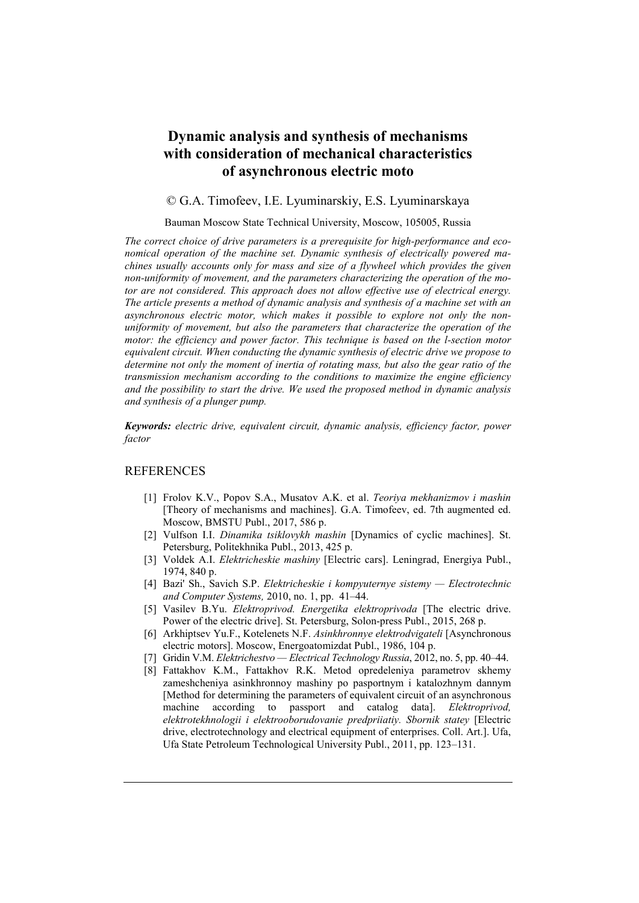# Dynamic analysis and synthesis of mechanisms with consideration of mechanical characteristics of asynchronous electric moto

© G.A. Timofeev, I.E. Lyuminarskiy, E.S. Lyuminarskaya

Bauman Moscow State Technical University, Moscow, 105005, Russia

*The correct choice of drive parameters is a prerequisite for high-performance and economical operation of the machine set. Dynamic synthesis of electrically powered machines usually accounts only for mass and size of a flywheel which provides the given non-uniformity of movement, and the parameters characterizing the operation of the motor are not considered. This approach does not allow effective use of electrical energy. The article presents a method of dynamic analysis and synthesis of a machine set with an asynchronous electric motor, which makes it possible to explore not only the non-uniformity of movement, but also the parameters that characterize the operation of the motor: the efficiency and power factor. This technique is based on the l-section motor equivalent circuit. When conducting the dynamic synthesis of electric drive we propose to determine not only the moment of inertia of rotating mass, but also the gear ratio of the transmission mechanism according to the conditions to maximize the engine efficiency and the possibility to start the drive. We used the proposed method in dynamic analysis and synthesis of a plunger pump.*

***Keywords:*** *electric drive, equivalent circuit, dynamic analysis, efficiency factor, power factor*

## REFERENCES

[1] Frolov K.V., Popov S.A., Musatov A.K. et al. *Teoriya mekhanizmov i mashin* [Theory of mechanisms and machines]. G.A. Timofeev, ed. 7th augmented ed. Moscow, BMSTU Publ., 2017, 586 p.

[2] Vulfson I.I. *Dinamika tsiklovykh mashin* [Dynamics of cyclic machines]. St. Petersburg, Politekhnika Publ., 2013, 425 p.

[3] Voldek A.I. *Elektricheskie mashiny* [Electric cars]. Leningrad, Energiya Publ., 1974, 840 p.

[4] Bazi' Sh., Savich S.P. *Elektricheskie i kompyuternye sistemy — Electrotechnic and Computer Systems,* 2010, no. 1, pp. 41–44.

[5] Vasilev B.Yu. *Elektroprivod. Energetika elektroprivoda* [The electric drive. Power of the electric drive]. St. Petersburg, Solon-press Publ., 2015, 268 p.

[6] Arkhiptsev Yu.F., Kotelenets N.F. *Asinkhronnye elektrodvigateli* [Asynchronous electric motors]. Moscow, Energoatomizdat Publ., 1986, 104 p.

[7] Gridin V.M. *Elektrichestvo — Electrical Technology Russia*, 2012, no. 5, pp. 40–44.

[8] Fattakhov K.M., Fattakhov R.K. Metod opredeleniya parametrov skhemy zameshcheniya asinkhronnoy mashiny po pasportnym i katalozhnym dannym [Method for determining the parameters of equivalent circuit of an asynchronous machine according to passport and catalog data]. *Elektroprivod, elektrotekhnologii i elektrooborudovanie predpriiatiy. Sbornik statey* [Electric drive, electrotechnology and electrical equipment of enterprises. Coll. Art.]. Ufa, Ufa State Petroleum Technological University Publ., 2011, pp. 123–131.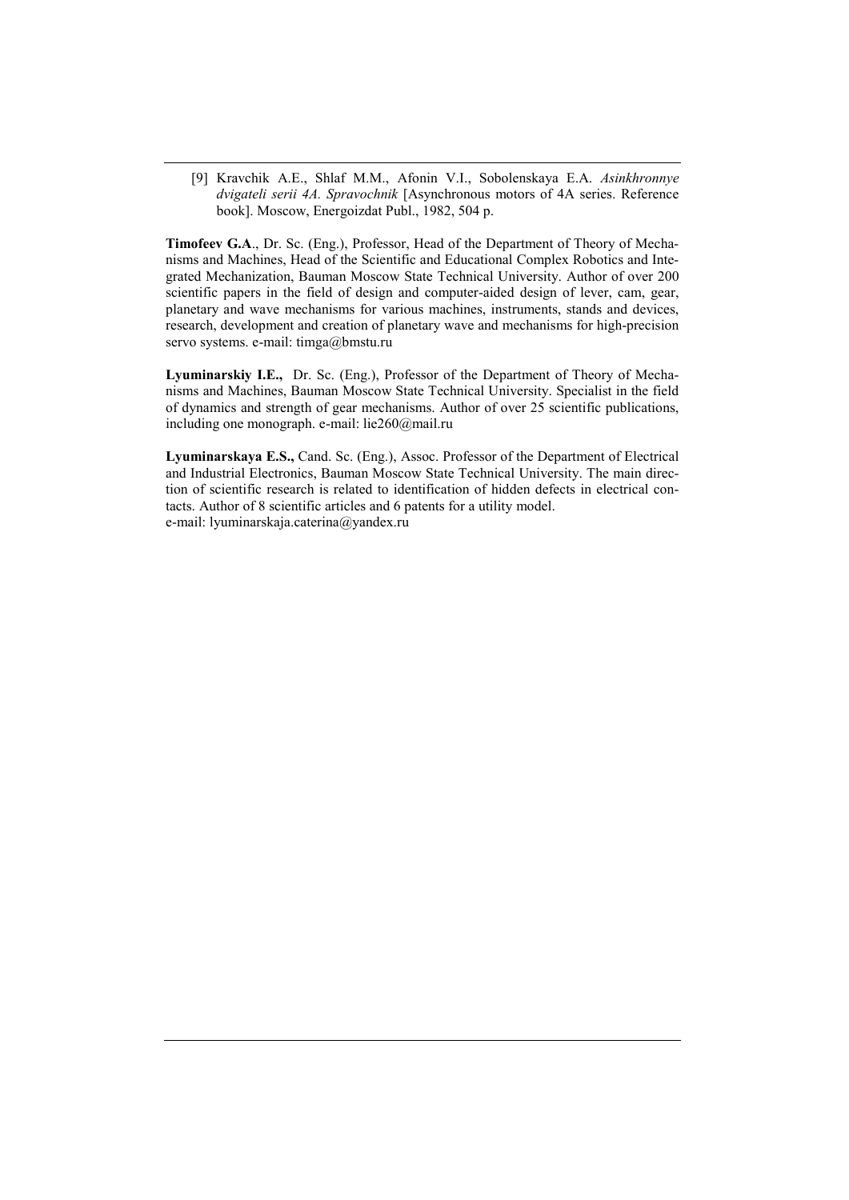[9] Kravchik A.E., Shlaf M.M., Afonin V.I., Sobolenskaya E.A. *Asinkhronnye dvigateli serii 4A. Spravochnik* [Asynchronous motors of 4A series. Reference book]. Moscow, Energoizdat Publ., 1982, 504 p.

**Timofeev G.A**., Dr. Sc. (Eng.), Professor, Head of the Department of Theory of Mechanisms and Machines, Head of the Scientific and Educational Complex Robotics and Integrated Mechanization, Bauman Moscow State Technical University. Author of over 200 scientific papers in the field of design and computer-aided design of lever, cam, gear, planetary and wave mechanisms for various machines, instruments, stands and devices, research, development and creation of planetary wave and mechanisms for high-precision servo systems. e-mail: timga@bmstu.ru

**Lyuminarskiy I.E.,** Dr. Sc. (Eng.), Professor of the Department of Theory of Mechanisms and Machines, Bauman Moscow State Technical University. Specialist in the field of dynamics and strength of gear mechanisms. Author of over 25 scientific publications, including one monograph. e-mail: lie260@mail.ru

**Lyuminarskaya E.S.,** Cand. Sc. (Eng.), Assoc. Professor of the Department of Electrical and Industrial Electronics, Bauman Moscow State Technical University. The main direction of scientific research is related to identification of hidden defects in electrical contacts. Author of 8 scientific articles and 6 patents for a utility model.
e-mail: lyuminarskaja.caterina@yandex.ru